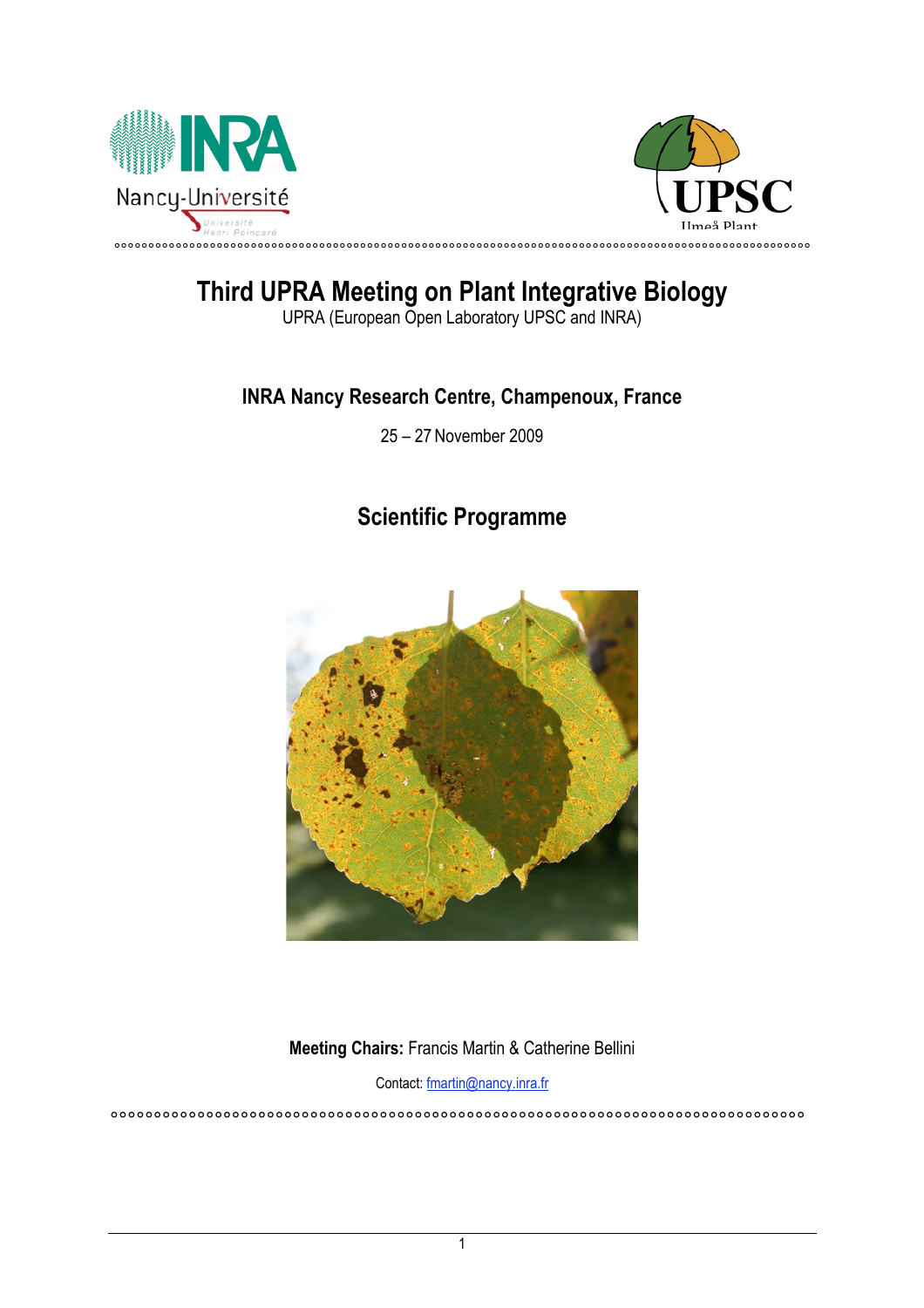# Third UPRA Meeting on Plant Integrative Biology

UPRA (European Open Laboratory UPSC and INRA)

## INRA Nancy Research Centre, Champenoux, France

25 – 27 November 2009

## Scientific Programme

**Meeting Chairs:** Francis Martin & Catherine Bellini

Contact: fmartin@nancy.inra.fr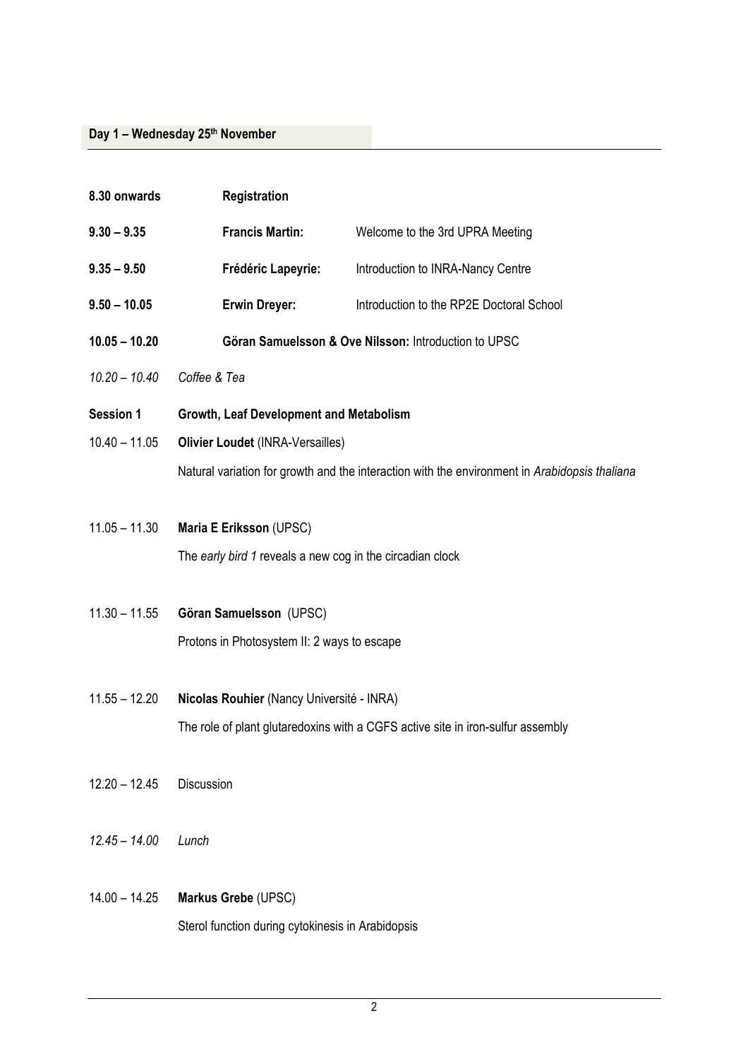## Day 1 – Wednesday 25th November

**8.30 onwards** **Registration**

**9.30 – 9.35** **Francis Martin:** Welcome to the 3rd UPRA Meeting

**9.35 – 9.50** **Frédéric Lapeyrie:** Introduction to INRA-Nancy Centre

**9.50 – 10.05** **Erwin Dreyer:** Introduction to the RP2E Doctoral School

**10.05 – 10.20** **Göran Samuelsson & Ove Nilsson:** Introduction to UPSC

*10.20 – 10.40* *Coffee & Tea*

**Session 1** **Growth, Leaf Development and Metabolism**

10.40 – 11.05 **Olivier Loudet** (INRA-Versailles)

Natural variation for growth and the interaction with the environment in *Arabidopsis thaliana*

11.05 – 11.30 **Maria E Eriksson** (UPSC)

The *early bird 1* reveals a new cog in the circadian clock

11.30 – 11.55 **Göran Samuelsson** (UPSC)

Protons in Photosystem II: 2 ways to escape

11.55 – 12.20 **Nicolas Rouhier** (Nancy Université - INRA)

The role of plant glutaredoxins with a CGFS active site in iron-sulfur assembly

12.20 – 12.45 Discussion

*12.45 – 14.00* *Lunch*

14.00 – 14.25 **Markus Grebe** (UPSC)

Sterol function during cytokinesis in Arabidopsis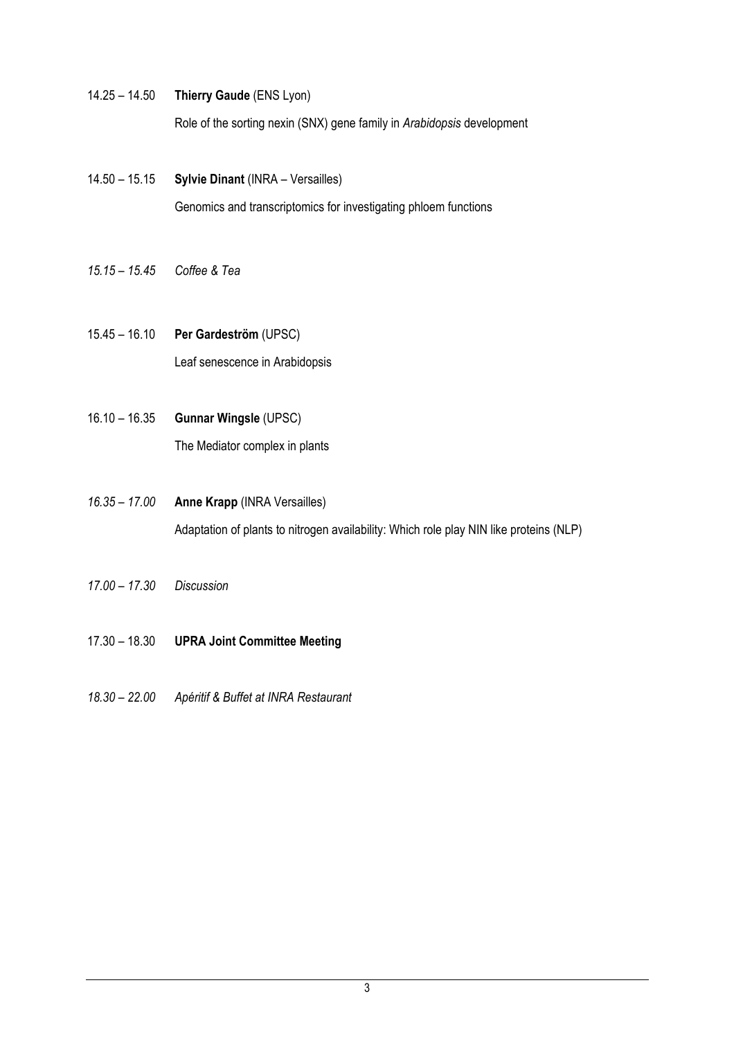14.25 – 14.50 **Thierry Gaude** (ENS Lyon)

Role of the sorting nexin (SNX) gene family in *Arabidopsis* development

14.50 – 15.15 **Sylvie Dinant** (INRA – Versailles)

Genomics and transcriptomics for investigating phloem functions

*15.15 – 15.45 Coffee & Tea*

15.45 – 16.10 **Per Gardeström** (UPSC)

Leaf senescence in Arabidopsis

16.10 – 16.35 **Gunnar Wingsle** (UPSC)

The Mediator complex in plants

*16.35 – 17.00* **Anne Krapp** (INRA Versailles)

Adaptation of plants to nitrogen availability: Which role play NIN like proteins (NLP)

*17.00 – 17.30 Discussion*

17.30 – 18.30 **UPRA Joint Committee Meeting**

*18.30 – 22.00 Apéritif & Buffet at INRA Restaurant*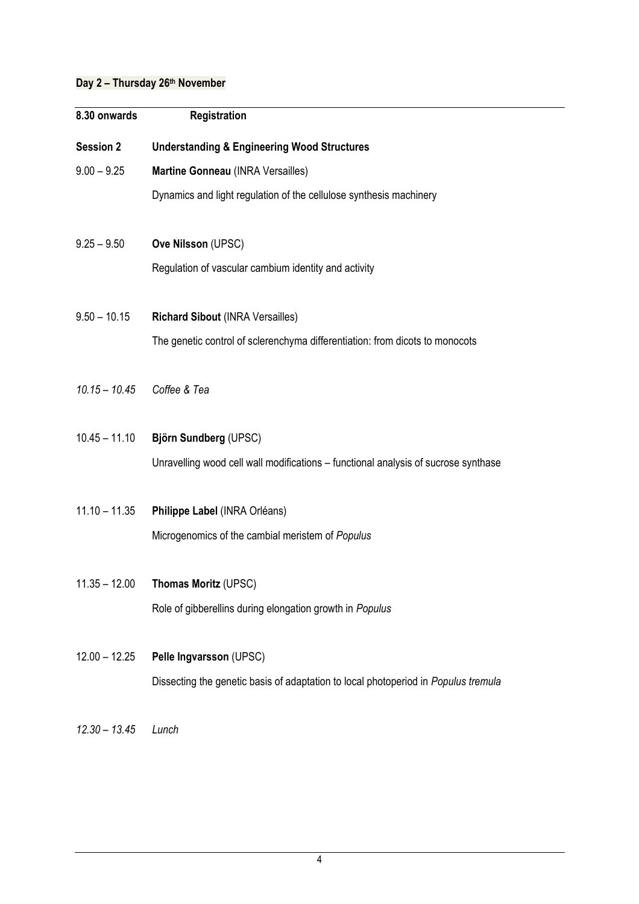## Day 2 – Thursday 26th November

| 8.30 onwards | **Registration** |
|---|---|
| **Session 2** | **Understanding & Engineering Wood Structures** |
| 9.00 – 9.25 | **Martine Gonneau** (INRA Versailles)<br>Dynamics and light regulation of the cellulose synthesis machinery |
| 9.25 – 9.50 | **Ove Nilsson** (UPSC)<br>Regulation of vascular cambium identity and activity |
| 9.50 – 10.15 | **Richard Sibout** (INRA Versailles)<br>The genetic control of sclerenchyma differentiation: from dicots to monocots |
| *10.15 – 10.45* | *Coffee & Tea* |
| 10.45 – 11.10 | **Björn Sundberg** (UPSC)<br>Unravelling wood cell wall modifications – functional analysis of sucrose synthase |
| 11.10 – 11.35 | **Philippe Label** (INRA Orléans)<br>Microgenomics of the cambial meristem of *Populus* |
| 11.35 – 12.00 | **Thomas Moritz** (UPSC)<br>Role of gibberellins during elongation growth in *Populus* |
| 12.00 – 12.25 | **Pelle Ingvarsson** (UPSC)<br>Dissecting the genetic basis of adaptation to local photoperiod in *Populus tremula* |
| *12.30 – 13.45* | *Lunch* |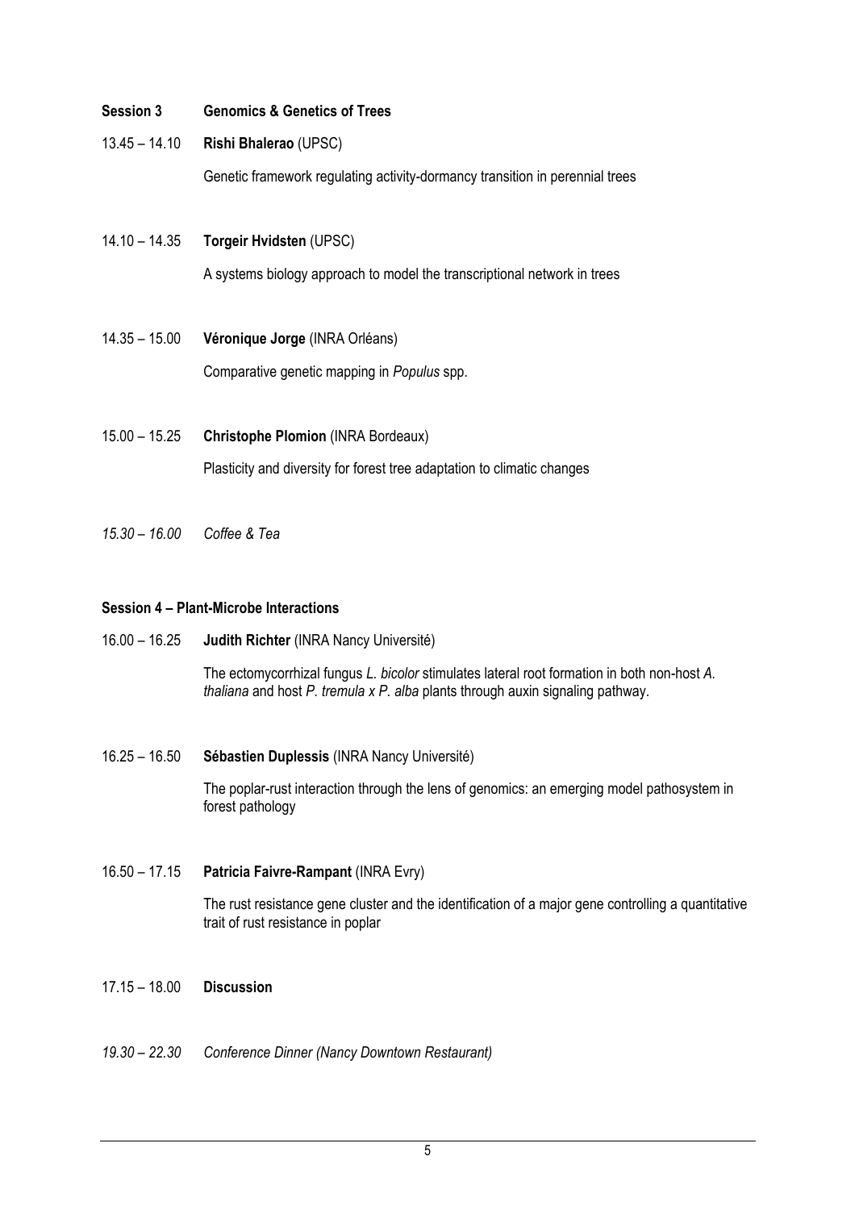**Session 3 Genomics & Genetics of Trees**

13.45 – 14.10 **Rishi Bhalerao** (UPSC)

Genetic framework regulating activity-dormancy transition in perennial trees

14.10 – 14.35 **Torgeir Hvidsten** (UPSC)

A systems biology approach to model the transcriptional network in trees

14.35 – 15.00 **Véronique Jorge** (INRA Orléans)

Comparative genetic mapping in *Populus* spp.

15.00 – 15.25 **Christophe Plomion** (INRA Bordeaux)

Plasticity and diversity for forest tree adaptation to climatic changes

*15.30 – 16.00 Coffee & Tea*

**Session 4 – Plant-Microbe Interactions**

16.00 – 16.25 **Judith Richter** (INRA Nancy Université)

The ectomycorrhizal fungus *L. bicolor* stimulates lateral root formation in both non-host *A. thaliana* and host *P. tremula x P. alba* plants through auxin signaling pathway.

16.25 – 16.50 **Sébastien Duplessis** (INRA Nancy Université)

The poplar-rust interaction through the lens of genomics: an emerging model pathosystem in forest pathology

16.50 – 17.15 **Patricia Faivre-Rampant** (INRA Evry)

The rust resistance gene cluster and the identification of a major gene controlling a quantitative trait of rust resistance in poplar

17.15 – 18.00 **Discussion**

*19.30 – 22.30 Conference Dinner (Nancy Downtown Restaurant)*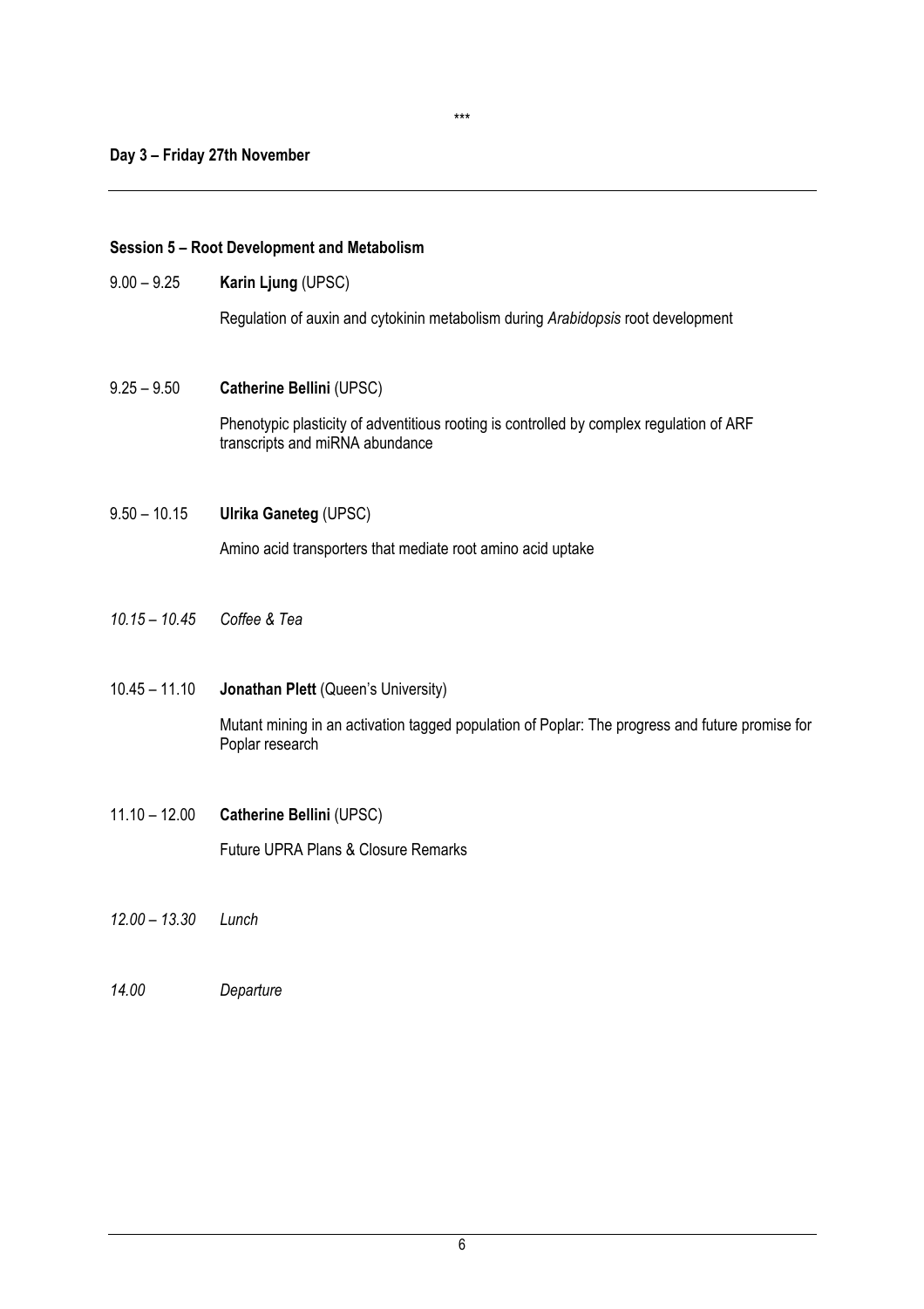\*\*\*

**Day 3 – Friday 27th November**

---

**Session 5 – Root Development and Metabolism**

9.00 – 9.25 **Karin Ljung** (UPSC)

Regulation of auxin and cytokinin metabolism during *Arabidopsis* root development

9.25 – 9.50 **Catherine Bellini** (UPSC)

Phenotypic plasticity of adventitious rooting is controlled by complex regulation of ARF transcripts and miRNA abundance

9.50 – 10.15 **Ulrika Ganeteg** (UPSC)

Amino acid transporters that mediate root amino acid uptake

*10.15 – 10.45 Coffee & Tea*

10.45 – 11.10 **Jonathan Plett** (Queen's University)

Mutant mining in an activation tagged population of Poplar: The progress and future promise for Poplar research

11.10 – 12.00 **Catherine Bellini** (UPSC)

Future UPRA Plans & Closure Remarks

*12.00 – 13.30 Lunch*

*14.00 Departure*